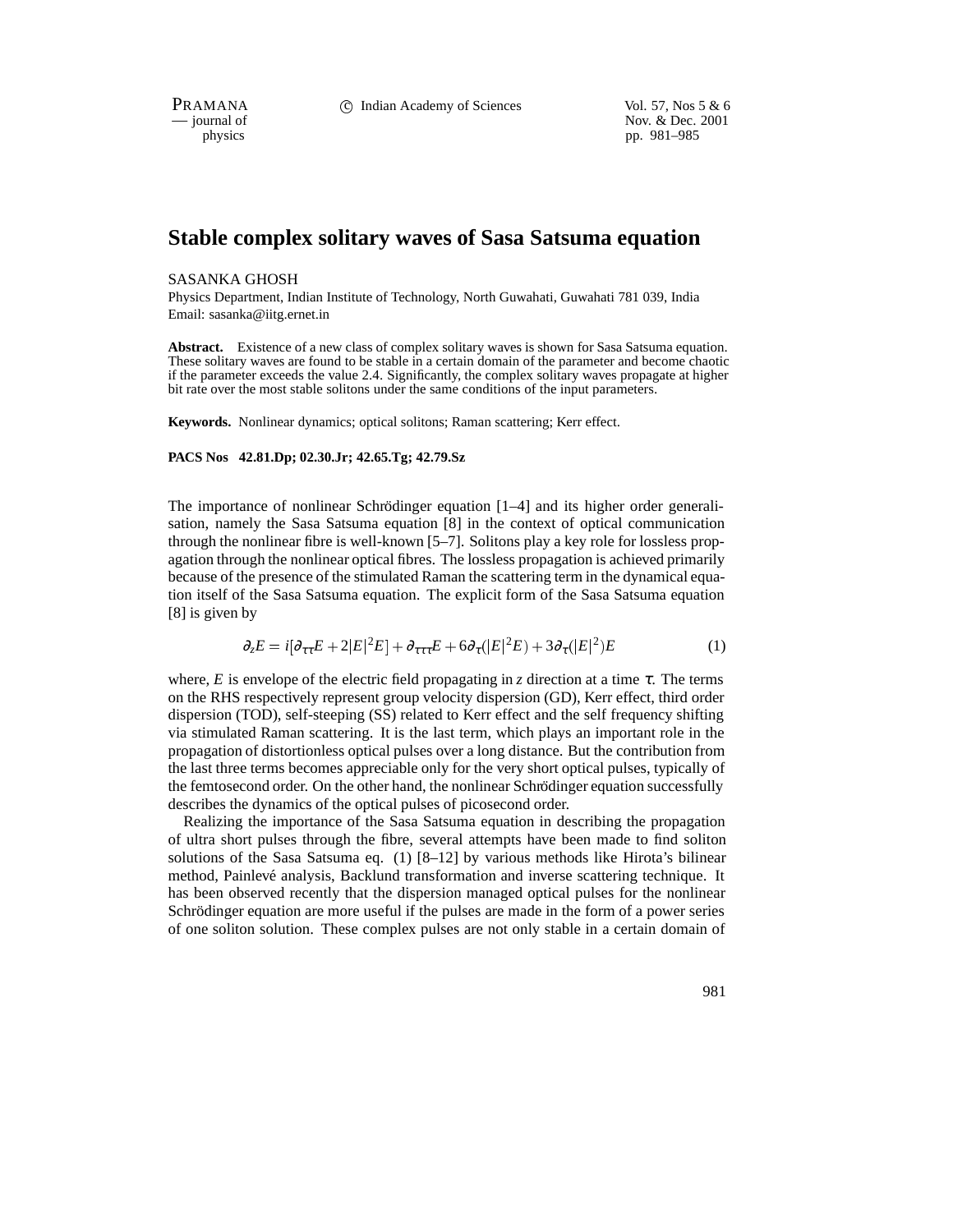# Stable complex solitary waves of Sasa Satsuma equation

SASANKA GHOSH

Physics Department, Indian Institute of Technology, North Guwahati, Guwahati 781 039, India
Email: sasanka@iitg.ernet.in

**Abstract.** Existence of a new class of complex solitary waves is shown for Sasa Satsuma equation. These solitary waves are found to be stable in a certain domain of the parameter and become chaotic if the parameter exceeds the value 2.4. Significantly, the complex solitary waves propagate at higher bit rate over the most stable solitons under the same conditions of the input parameters.

**Keywords.** Nonlinear dynamics; optical solitons; Raman scattering; Kerr effect.

**PACS Nos 42.81.Dp; 02.30.Jr; 42.65.Tg; 42.79.Sz**

The importance of nonlinear Schrödinger equation [1–4] and its higher order generalisation, namely the Sasa Satsuma equation [8] in the context of optical communication through the nonlinear fibre is well-known [5–7]. Solitons play a key role for lossless propagation through the nonlinear optical fibres. The lossless propagation is achieved primarily because of the presence of the stimulated Raman the scattering term in the dynamical equation itself of the Sasa Satsuma equation. The explicit form of the Sasa Satsuma equation [8] is given by

$$\partial_z E = i[\partial_{\tau\tau} E + 2|E|^2 E] + \partial_{\tau\tau\tau} E + 6\partial_\tau(|E|^2 E) + 3\partial_\tau(|E|^2)E \tag{1}$$

where, $E$ is envelope of the electric field propagating in $z$ direction at a time $\tau$. The terms on the RHS respectively represent group velocity dispersion (GD), Kerr effect, third order dispersion (TOD), self-steeping (SS) related to Kerr effect and the self frequency shifting via stimulated Raman scattering. It is the last term, which plays an important role in the propagation of distortionless optical pulses over a long distance. But the contribution from the last three terms becomes appreciable only for the very short optical pulses, typically of the femtosecond order. On the other hand, the nonlinear Schrödinger equation successfully describes the dynamics of the optical pulses of picosecond order.

Realizing the importance of the Sasa Satsuma equation in describing the propagation of ultra short pulses through the fibre, several attempts have been made to find soliton solutions of the Sasa Satsuma eq. (1) [8–12] by various methods like Hirota's bilinear method, Painlevé analysis, Backlund transformation and inverse scattering technique. It has been observed recently that the dispersion managed optical pulses for the nonlinear Schrödinger equation are more useful if the pulses are made in the form of a power series of one soliton solution. These complex pulses are not only stable in a certain domain of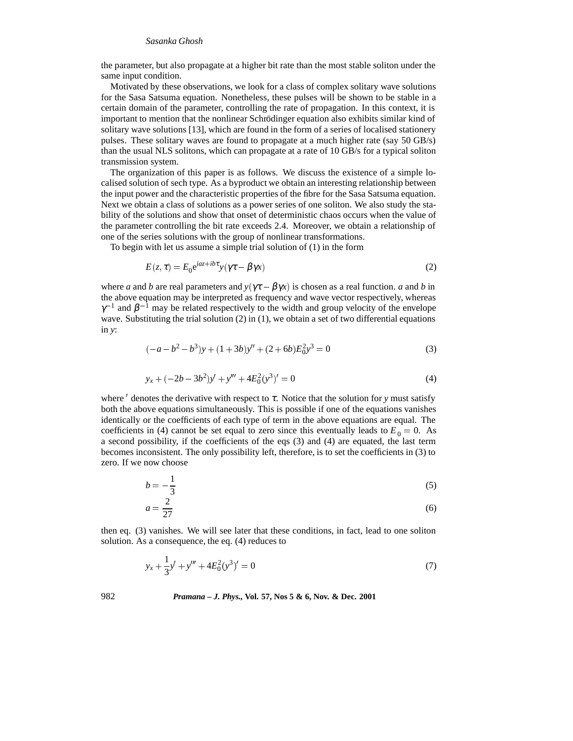the parameter, but also propagate at a higher bit rate than the most stable soliton under the same input condition.

Motivated by these observations, we look for a class of complex solitary wave solutions for the Sasa Satsuma equation. Nonetheless, these pulses will be shown to be stable in a certain domain of the parameter, controlling the rate of propagation. In this context, it is important to mention that the nonlinear Schrödinger equation also exhibits similar kind of solitary wave solutions [13], which are found in the form of a series of localised stationery pulses. These solitary waves are found to propagate at a much higher rate (say 50 GB/s) than the usual NLS solitons, which can propagate at a rate of 10 GB/s for a typical soliton transmission system.

The organization of this paper is as follows. We discuss the existence of a simple localised solution of sech type. As a byproduct we obtain an interesting relationship between the input power and the characteristic properties of the fibre for the Sasa Satsuma equation. Next we obtain a class of solutions as a power series of one soliton. We also study the stability of the solutions and show that onset of deterministic chaos occurs when the value of the parameter controlling the bit rate exceeds 2.4. Moreover, we obtain a relationship of one of the series solutions with the group of nonlinear transformations.

To begin with let us assume a simple trial solution of (1) in the form

$$E(z,\tau) = E_0 \mathrm{e}^{iaz+ib\tau} y(\gamma\tau - \beta\gamma x) \tag{2}$$

where $a$ and $b$ are real parameters and $y(\gamma\tau - \beta\gamma x)$ is chosen as a real function. $a$ and $b$ in the above equation may be interpreted as frequency and wave vector respectively, whereas $\gamma^{-1}$ and $\beta^{-1}$ may be related respectively to the width and group velocity of the envelope wave. Substituting the trial solution (2) in (1), we obtain a set of two differential equations in $y$:

$$(-a - b^2 - b^3)y + (1+3b)y'' + (2+6b)E_0^2 y^3 = 0 \tag{3}$$

$$y_x + (-2b - 3b^2)y' + y''' + 4E_0^2 (y^3)' = 0 \tag{4}$$

where $'$ denotes the derivative with respect to $\tau$. Notice that the solution for $y$ must satisfy both the above equations simultaneously. This is possible if one of the equations vanishes identically or the coefficients of each type of term in the above equations are equal. The coefficients in (4) cannot be set equal to zero since this eventually leads to $E_0 = 0$. As a second possibility, if the coefficients of the eqs (3) and (4) are equated, the last term becomes inconsistent. The only possibility left, therefore, is to set the coefficients in (3) to zero. If we now choose

$$b = -\frac{1}{3} \tag{5}$$

$$a = \frac{2}{27} \tag{6}$$

then eq. (3) vanishes. We will see later that these conditions, in fact, lead to one soliton solution. As a consequence, the eq. (4) reduces to

$$y_x + \frac{1}{3}y' + y''' + 4E_0^2 (y^3)' = 0 \tag{7}$$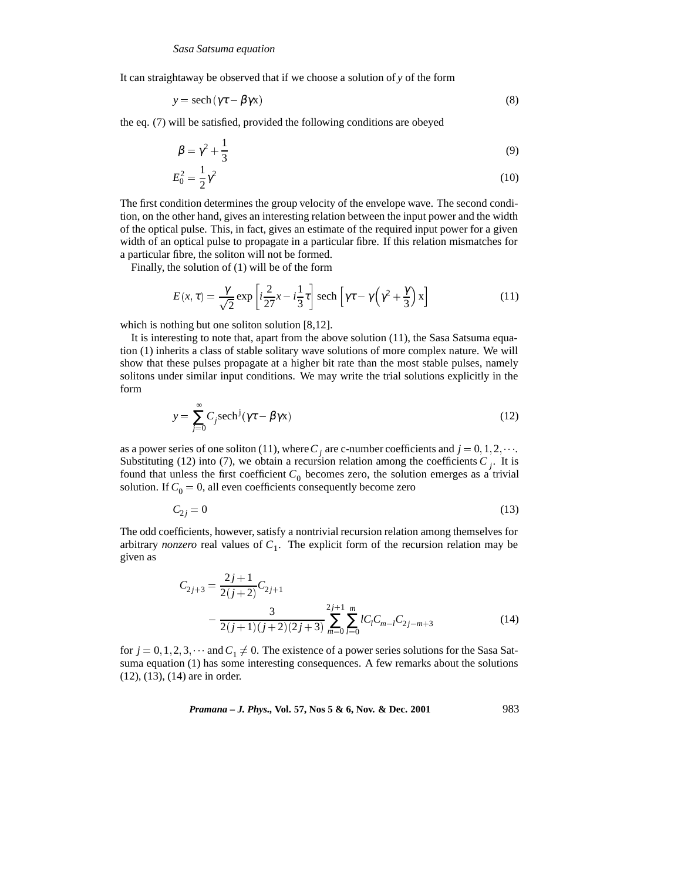It can straightaway be observed that if we choose a solution of $y$ of the form

$$y = \text{sech}\,(\gamma\tau - \beta\gamma x) \tag{8}$$

the eq. (7) will be satisfied, provided the following conditions are obeyed

$$\beta = \gamma^2 + \frac{1}{3} \tag{9}$$

$$E_0^2 = \frac{1}{2}\gamma^2 \tag{10}$$

The first condition determines the group velocity of the envelope wave. The second condition, on the other hand, gives an interesting relation between the input power and the width of the optical pulse. This, in fact, gives an estimate of the required input power for a given width of an optical pulse to propagate in a particular fibre. If this relation mismatches for a particular fibre, the soliton will not be formed.

Finally, the solution of (1) will be of the form

$$E(x,\tau) = \frac{\gamma}{\sqrt{2}} \exp\left[i\frac{2}{27}x - i\frac{1}{3}\tau\right] \text{sech}\left[\gamma\tau - \gamma\left(\gamma^2 + \frac{\gamma}{3}\right)x\right] \tag{11}$$

which is nothing but one soliton solution [8,12].

It is interesting to note that, apart from the above solution (11), the Sasa Satsuma equation (1) inherits a class of stable solitary wave solutions of more complex nature. We will show that these pulses propagate at a higher bit rate than the most stable pulses, namely solitons under similar input conditions. We may write the trial solutions explicitly in the form

$$y = \sum_{j=0}^{\infty} C_j \text{sech}^j(\gamma\tau - \beta\gamma x) \tag{12}$$

as a power series of one soliton (11), where $C_j$ are c-number coefficients and $j = 0, 1, 2, \cdots$. Substituting (12) into (7), we obtain a recursion relation among the coefficients $C_j$. It is found that unless the first coefficient $C_0$ becomes zero, the solution emerges as a trivial solution. If $C_0 = 0$, all even coefficients consequently become zero

$$C_{2j} = 0 \tag{13}$$

The odd coefficients, however, satisfy a nontrivial recursion relation among themselves for arbitrary *nonzero* real values of $C_1$. The explicit form of the recursion relation may be given as

$$C_{2j+3} = \frac{2j+1}{2(j+2)}C_{2j+1} - \frac{3}{2(j+1)(j+2)(2j+3)} \sum_{m=0}^{2j+1}\sum_{l=0}^{m} lC_l C_{m-l} C_{2j-m+3} \tag{14}$$

for $j = 0, 1, 2, 3, \cdots$ and $C_1 \neq 0$. The existence of a power series solutions for the Sasa Satsuma equation (1) has some interesting consequences. A few remarks about the solutions (12), (13), (14) are in order.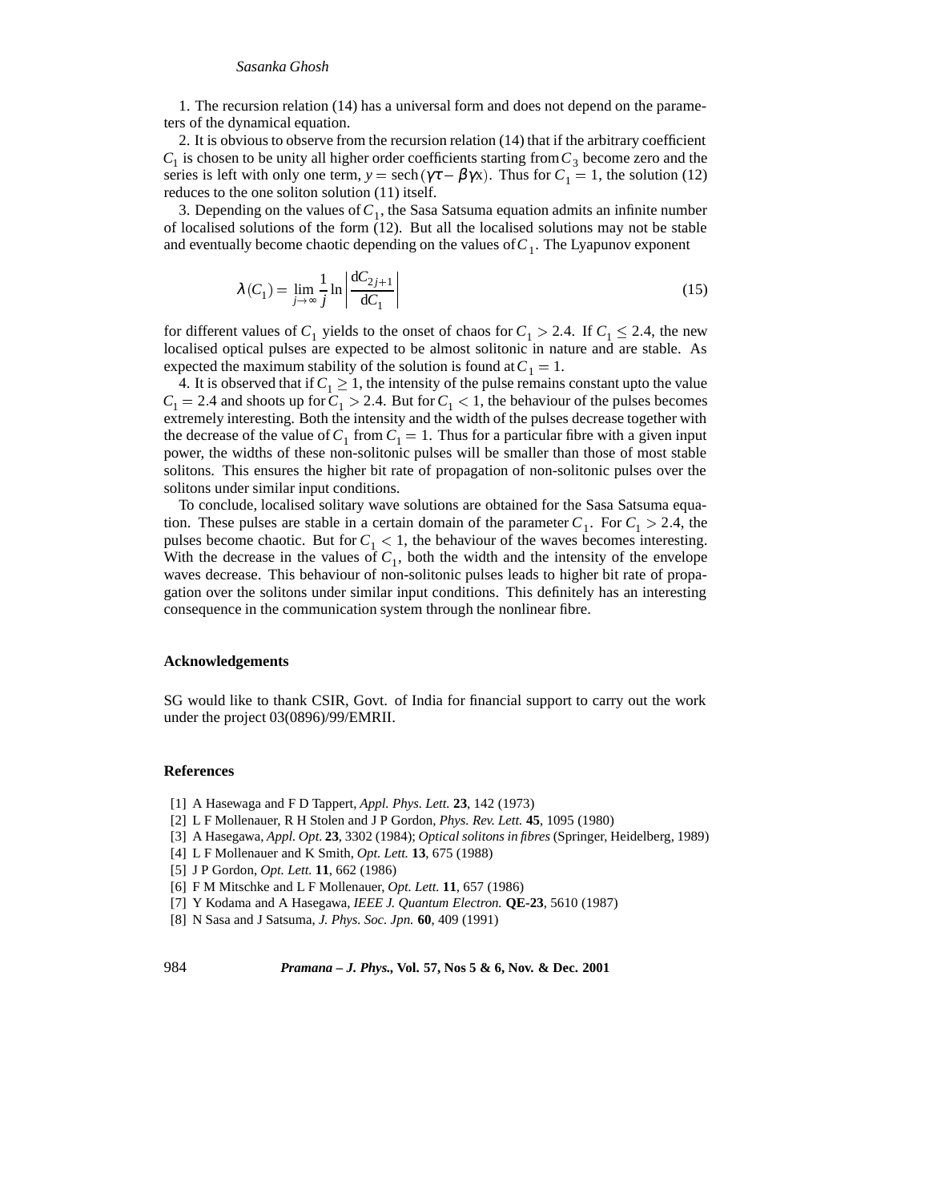1. The recursion relation (14) has a universal form and does not depend on the parameters of the dynamical equation.

2. It is obvious to observe from the recursion relation (14) that if the arbitrary coefficient $C_1$ is chosen to be unity all higher order coefficients starting from $C_3$ become zero and the series is left with only one term, $y = \text{sech}(\gamma\tau - \beta\gamma x)$. Thus for $C_1 = 1$, the solution (12) reduces to the one soliton solution (11) itself.

3. Depending on the values of $C_1$, the Sasa Satsuma equation admits an infinite number of localised solutions of the form (12). But all the localised solutions may not be stable and eventually become chaotic depending on the values of $C_1$. The Lyapunov exponent

$$\lambda(C_1) = \lim_{j \to \infty} \frac{1}{j} \ln \left| \frac{\mathrm{d}C_{2j+1}}{\mathrm{d}C_1} \right| \tag{15}$$

for different values of $C_1$ yields to the onset of chaos for $C_1 > 2.4$. If $C_1 \leq 2.4$, the new localised optical pulses are expected to be almost solitonic in nature and are stable. As expected the maximum stability of the solution is found at $C_1 = 1$.

4. It is observed that if $C_1 \geq 1$, the intensity of the pulse remains constant upto the value $C_1 = 2.4$ and shoots up for $C_1 > 2.4$. But for $C_1 < 1$, the behaviour of the pulses becomes extremely interesting. Both the intensity and the width of the pulses decrease together with the decrease of the value of $C_1$ from $C_1 = 1$. Thus for a particular fibre with a given input power, the widths of these non-solitonic pulses will be smaller than those of most stable solitons. This ensures the higher bit rate of propagation of non-solitonic pulses over the solitons under similar input conditions.

To conclude, localised solitary wave solutions are obtained for the Sasa Satsuma equation. These pulses are stable in a certain domain of the parameter $C_1$. For $C_1 > 2.4$, the pulses become chaotic. But for $C_1 < 1$, the behaviour of the waves becomes interesting. With the decrease in the values of $C_1$, both the width and the intensity of the envelope waves decrease. This behaviour of non-solitonic pulses leads to higher bit rate of propagation over the solitons under similar input conditions. This definitely has an interesting consequence in the communication system through the nonlinear fibre.

### Acknowledgements

SG would like to thank CSIR, Govt. of India for financial support to carry out the work under the project 03(0896)/99/EMRII.

### References

[1] A Hasewaga and F D Tappert, *Appl. Phys. Lett.* **23**, 142 (1973)
[2] L F Mollenauer, R H Stolen and J P Gordon, *Phys. Rev. Lett.* **45**, 1095 (1980)
[3] A Hasegawa, *Appl. Opt.* **23**, 3302 (1984); *Optical solitons in fibres* (Springer, Heidelberg, 1989)
[4] L F Mollenauer and K Smith, *Opt. Lett.* **13**, 675 (1988)
[5] J P Gordon, *Opt. Lett.* **11**, 662 (1986)
[6] F M Mitschke and L F Mollenauer, *Opt. Lett.* **11**, 657 (1986)
[7] Y Kodama and A Hasegawa, *IEEE J. Quantum Electron.* **QE-23**, 5610 (1987)
[8] N Sasa and J Satsuma, *J. Phys. Soc. Jpn.* **60**, 409 (1991)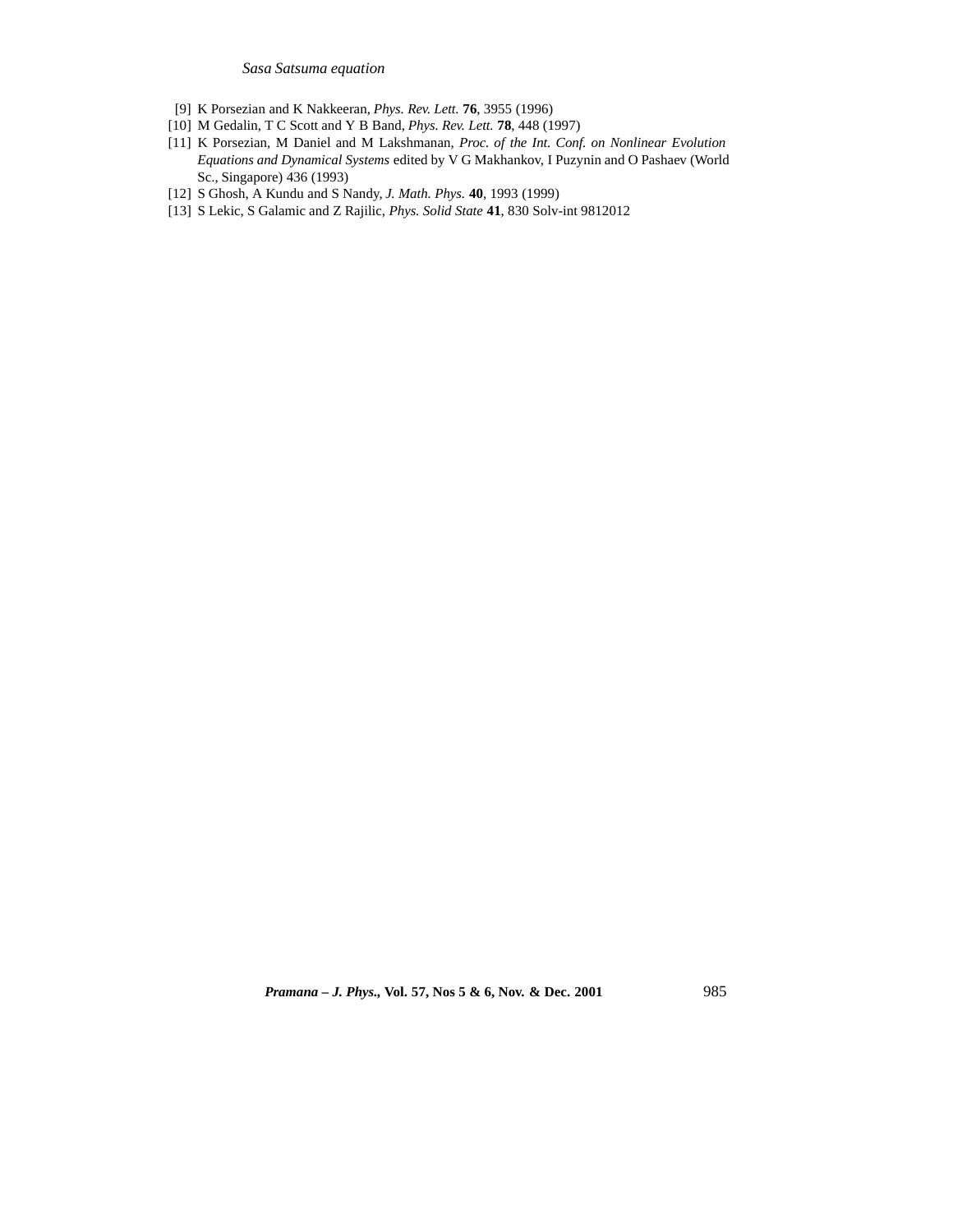[9] K Porsezian and K Nakkeeran, *Phys. Rev. Lett.* **76**, 3955 (1996)

[10] M Gedalin, T C Scott and Y B Band, *Phys. Rev. Lett.* **78**, 448 (1997)

[11] K Porsezian, M Daniel and M Lakshmanan, *Proc. of the Int. Conf. on Nonlinear Evolution Equations and Dynamical Systems* edited by V G Makhankov, I Puzynin and O Pashaev (World Sc., Singapore) 436 (1993)

[12] S Ghosh, A Kundu and S Nandy, *J. Math. Phys.* **40**, 1993 (1999)

[13] S Lekic, S Galamic and Z Rajilic, *Phys. Solid State* **41**, 830 Solv-int 9812012